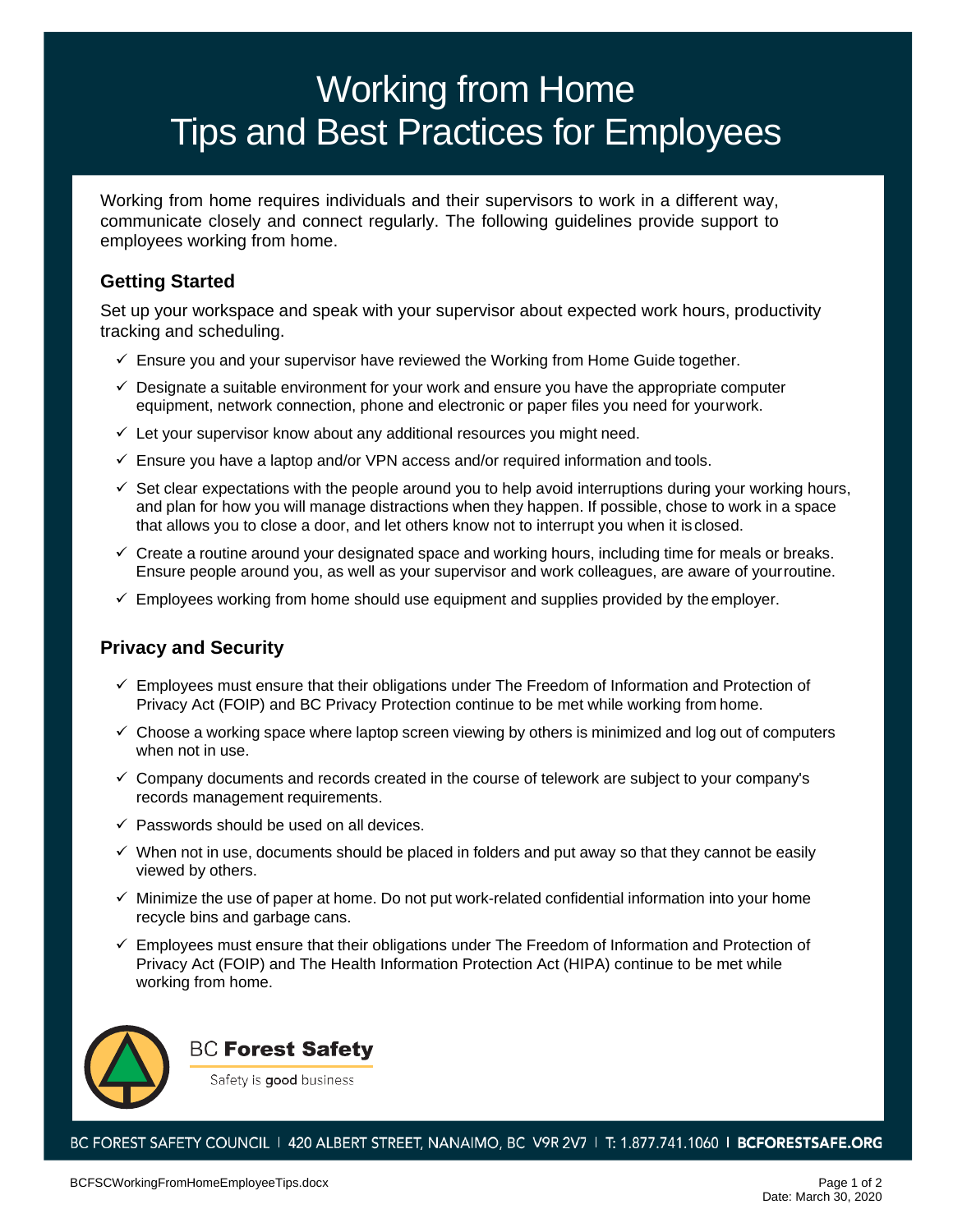# Working from Home
# Tips and Best Practices for Employees

Working from home requires individuals and their supervisors to work in a different way, communicate closely and connect regularly. The following guidelines provide support to employees working from home.

## Getting Started

Set up your workspace and speak with your supervisor about expected work hours, productivity tracking and scheduling.

- ✓ Ensure you and your supervisor have reviewed the Working from Home Guide together.
- ✓ Designate a suitable environment for your work and ensure you have the appropriate computer equipment, network connection, phone and electronic or paper files you need for your work.
- ✓ Let your supervisor know about any additional resources you might need.
- ✓ Ensure you have a laptop and/or VPN access and/or required information and tools.
- ✓ Set clear expectations with the people around you to help avoid interruptions during your working hours, and plan for how you will manage distractions when they happen. If possible, chose to work in a space that allows you to close a door, and let others know not to interrupt you when it is closed.
- ✓ Create a routine around your designated space and working hours, including time for meals or breaks. Ensure people around you, as well as your supervisor and work colleagues, are aware of your routine.
- ✓ Employees working from home should use equipment and supplies provided by the employer.

## Privacy and Security

- ✓ Employees must ensure that their obligations under The Freedom of Information and Protection of Privacy Act (FOIP) and BC Privacy Protection continue to be met while working from home.
- ✓ Choose a working space where laptop screen viewing by others is minimized and log out of computers when not in use.
- ✓ Company documents and records created in the course of telework are subject to your company's records management requirements.
- ✓ Passwords should be used on all devices.
- ✓ When not in use, documents should be placed in folders and put away so that they cannot be easily viewed by others.
- ✓ Minimize the use of paper at home. Do not put work-related confidential information into your home recycle bins and garbage cans.
- ✓ Employees must ensure that their obligations under The Freedom of Information and Protection of Privacy Act (FOIP) and The Health Information Protection Act (HIPA) continue to be met while working from home.

BC **Forest Safety**

Safety is **good** business

BC FOREST SAFETY COUNCIL | 420 ALBERT STREET, NANAIMO, BC V9R 2V7 | T: 1.877.741.1060 | **BCFORESTSAFE.ORG**

BCFSCWorkingFromHomeEmployeeTips.docx

Date: March 30, 2020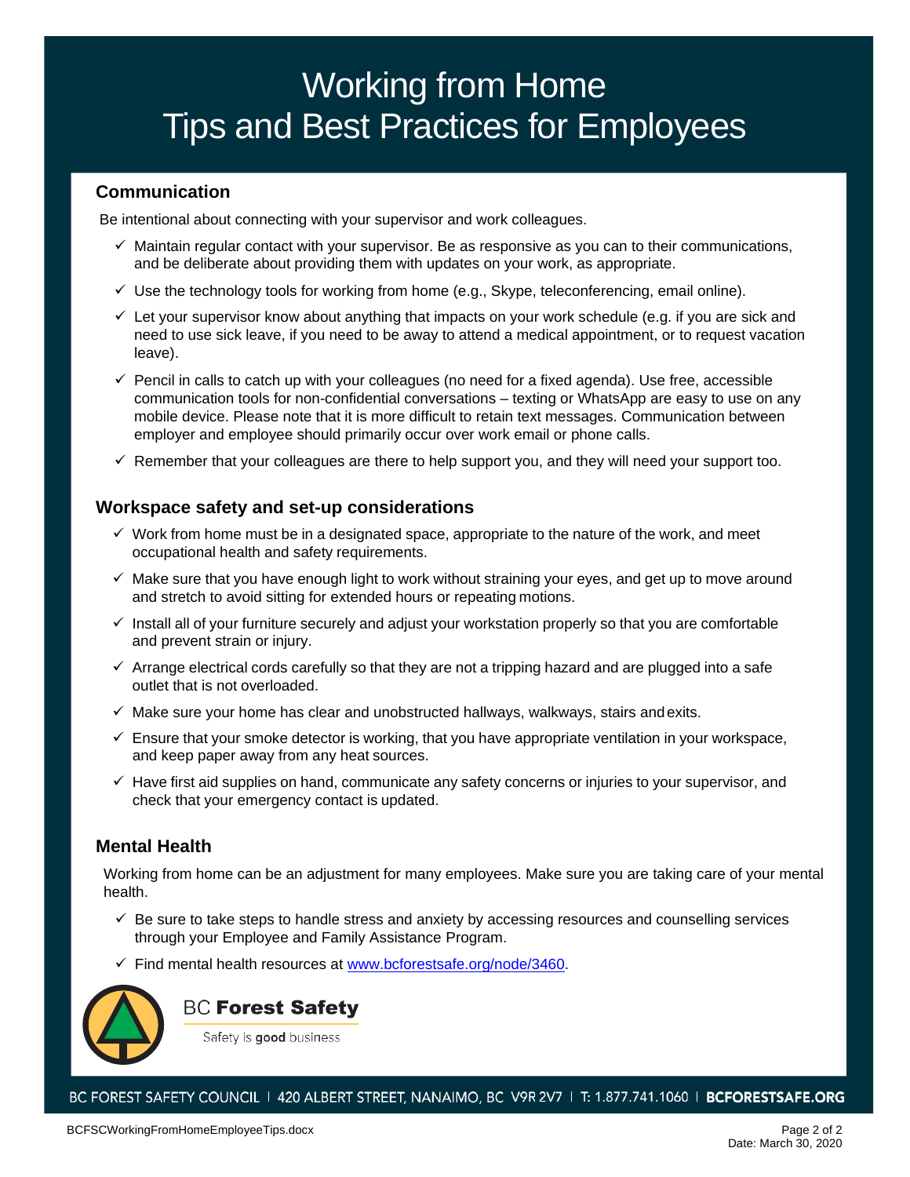# Working from Home
# Tips and Best Practices for Employees

## Communication

Be intentional about connecting with your supervisor and work colleagues.

- ✓ Maintain regular contact with your supervisor. Be as responsive as you can to their communications, and be deliberate about providing them with updates on your work, as appropriate.
- ✓ Use the technology tools for working from home (e.g., Skype, teleconferencing, email online).
- ✓ Let your supervisor know about anything that impacts on your work schedule (e.g. if you are sick and need to use sick leave, if you need to be away to attend a medical appointment, or to request vacation leave).
- ✓ Pencil in calls to catch up with your colleagues (no need for a fixed agenda). Use free, accessible communication tools for non-confidential conversations – texting or WhatsApp are easy to use on any mobile device. Please note that it is more difficult to retain text messages. Communication between employer and employee should primarily occur over work email or phone calls.
- ✓ Remember that your colleagues are there to help support you, and they will need your support too.

## Workspace safety and set-up considerations

- ✓ Work from home must be in a designated space, appropriate to the nature of the work, and meet occupational health and safety requirements.
- ✓ Make sure that you have enough light to work without straining your eyes, and get up to move around and stretch to avoid sitting for extended hours or repeating motions.
- ✓ Install all of your furniture securely and adjust your workstation properly so that you are comfortable and prevent strain or injury.
- ✓ Arrange electrical cords carefully so that they are not a tripping hazard and are plugged into a safe outlet that is not overloaded.
- ✓ Make sure your home has clear and unobstructed hallways, walkways, stairs and exits.
- ✓ Ensure that your smoke detector is working, that you have appropriate ventilation in your workspace, and keep paper away from any heat sources.
- ✓ Have first aid supplies on hand, communicate any safety concerns or injuries to your supervisor, and check that your emergency contact is updated.

## Mental Health

Working from home can be an adjustment for many employees. Make sure you are taking care of your mental health.

- ✓ Be sure to take steps to handle stress and anxiety by accessing resources and counselling services through your Employee and Family Assistance Program.
- ✓ Find mental health resources at [www.bcforestsafe.org/node/3460](http://www.bcforestsafe.org/node/3460).

BC **Forest Safety**

Safety is **good** business

BC FOREST SAFETY COUNCIL | 420 ALBERT STREET, NANAIMO, BC V9R 2V7 | T: 1.877.741.1060 | **BCFORESTSAFE.ORG**

BCFSCWorkingFromHomeEmployeeTips.docx

Date: March 30, 2020